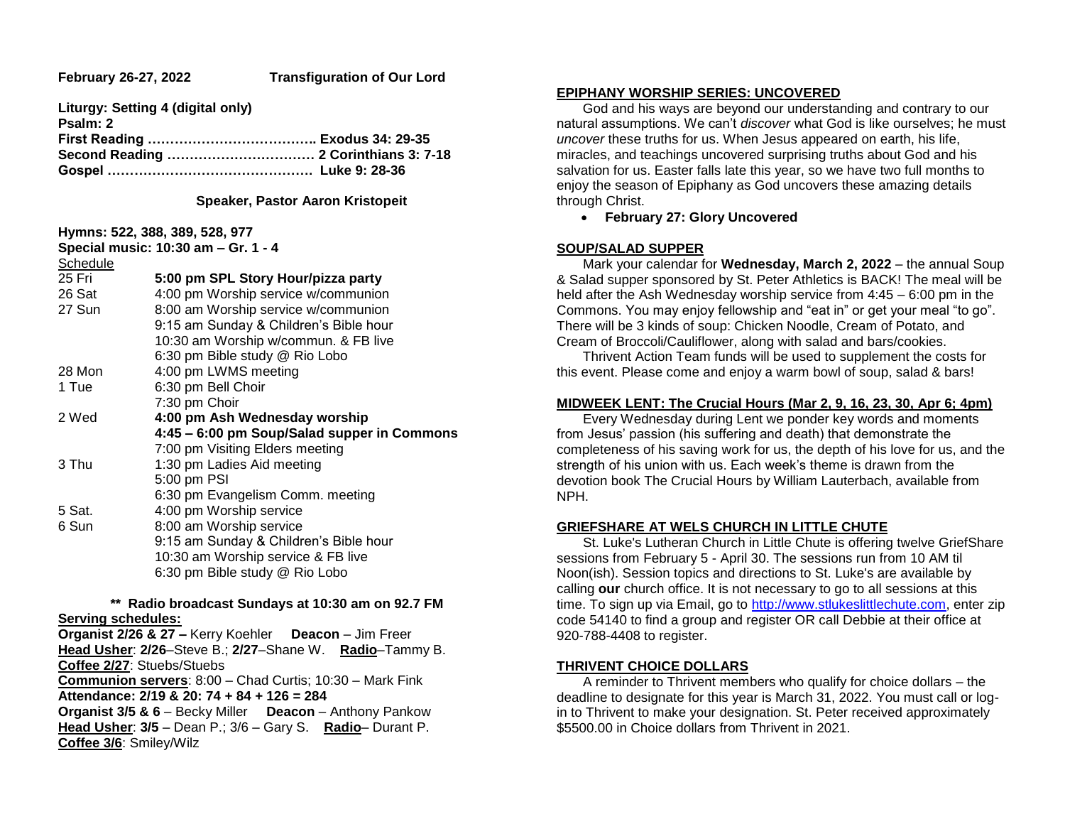**February 26-27, 2022** **Transfiguration of Our Lord**

**Liturgy: Setting 4 (digital only)**
**Psalm: 2**
**First Reading ……………………………….. Exodus 34: 29-35**
**Second Reading …………………………… 2 Corinthians 3: 7-18**
**Gospel ………………………………………. Luke 9: 28-36**

**Speaker, Pastor Aaron Kristopeit**

**Hymns: 522, 388, 389, 528, 977**
**Special music: 10:30 am – Gr. 1 - 4**

Schedule

| | |
|---|---|
| 25 Fri | **5:00 pm SPL Story Hour/pizza party** |
| 26 Sat | 4:00 pm Worship service w/communion |
| 27 Sun | 8:00 am Worship service w/communion |
| | 9:15 am Sunday & Children's Bible hour |
| | 10:30 am Worship w/commun. & FB live |
| | 6:30 pm Bible study @ Rio Lobo |
| 28 Mon | 4:00 pm LWMS meeting |
| 1 Tue | 6:30 pm Bell Choir |
| | 7:30 pm Choir |
| 2 Wed | **4:00 pm Ash Wednesday worship** |
| | **4:45 – 6:00 pm Soup/Salad supper in Commons** |
| | 7:00 pm Visiting Elders meeting |
| 3 Thu | 1:30 pm Ladies Aid meeting |
| | 5:00 pm PSI |
| | 6:30 pm Evangelism Comm. meeting |
| 5 Sat. | 4:00 pm Worship service |
| 6 Sun | 8:00 am Worship service |
| | 9:15 am Sunday & Children's Bible hour |
| | 10:30 am Worship service & FB live |
| | 6:30 pm Bible study @ Rio Lobo |

**\*\* Radio broadcast Sundays at 10:30 am on 92.7 FM**

**Serving schedules:**
**Organist 2/26 & 27 –** Kerry Koehler **Deacon** – Jim Freer
**Head Usher**: **2/26**–Steve B.; **2/27**–Shane W. **Radio**–Tammy B.
**Coffee 2/27**: Stuebs/Stuebs
**Communion servers**: 8:00 – Chad Curtis; 10:30 – Mark Fink
**Attendance: 2/19 & 20: 74 + 84 + 126 = 284**
**Organist 3/5 & 6** – Becky Miller **Deacon** – Anthony Pankow
**Head Usher**: **3/5** – Dean P.; 3/6 – Gary S. **Radio**– Durant P.
**Coffee 3/6**: Smiley/Wilz

## EPIPHANY WORSHIP SERIES: UNCOVERED

God and his ways are beyond our understanding and contrary to our natural assumptions. We can't *discover* what God is like ourselves; he must *uncover* these truths for us. When Jesus appeared on earth, his life, miracles, and teachings uncovered surprising truths about God and his salvation for us. Easter falls late this year, so we have two full months to enjoy the season of Epiphany as God uncovers these amazing details through Christ.

- **February 27: Glory Uncovered**

## SOUP/SALAD SUPPER

Mark your calendar for **Wednesday, March 2, 2022** – the annual Soup & Salad supper sponsored by St. Peter Athletics is BACK! The meal will be held after the Ash Wednesday worship service from 4:45 – 6:00 pm in the Commons. You may enjoy fellowship and "eat in" or get your meal "to go". There will be 3 kinds of soup: Chicken Noodle, Cream of Potato, and Cream of Broccoli/Cauliflower, along with salad and bars/cookies.

Thrivent Action Team funds will be used to supplement the costs for this event. Please come and enjoy a warm bowl of soup, salad & bars!

## MIDWEEK LENT: The Crucial Hours (Mar 2, 9, 16, 23, 30, Apr 6; 4pm)

Every Wednesday during Lent we ponder key words and moments from Jesus' passion (his suffering and death) that demonstrate the completeness of his saving work for us, the depth of his love for us, and the strength of his union with us. Each week's theme is drawn from the devotion book The Crucial Hours by William Lauterbach, available from NPH.

## GRIEFSHARE AT WELS CHURCH IN LITTLE CHUTE

St. Luke's Lutheran Church in Little Chute is offering twelve GriefShare sessions from February 5 - April 30. The sessions run from 10 AM til Noon(ish). Session topics and directions to St. Luke's are available by calling **our** church office. It is not necessary to go to all sessions at this time. To sign up via Email, go to http://www.stlukeslittlechute.com, enter zip code 54140 to find a group and register OR call Debbie at their office at 920-788-4408 to register.

## THRIVENT CHOICE DOLLARS

A reminder to Thrivent members who qualify for choice dollars – the deadline to designate for this year is March 31, 2022. You must call or log-in to Thrivent to make your designation. St. Peter received approximately $5500.00 in Choice dollars from Thrivent in 2021.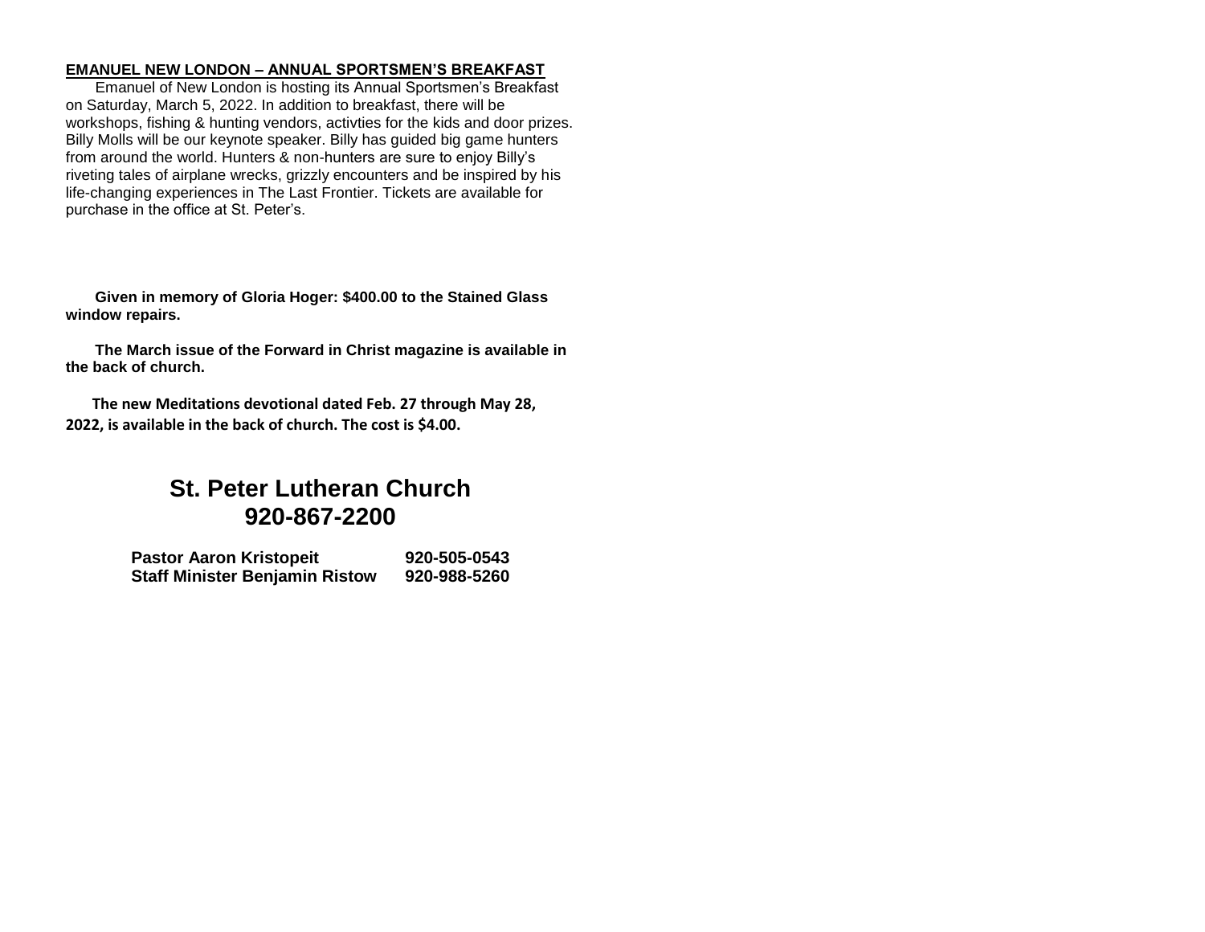**EMANUEL NEW LONDON – ANNUAL SPORTSMEN'S BREAKFAST**

Emanuel of New London is hosting its Annual Sportsmen's Breakfast on Saturday, March 5, 2022. In addition to breakfast, there will be workshops, fishing & hunting vendors, activties for the kids and door prizes. Billy Molls will be our keynote speaker. Billy has guided big game hunters from around the world. Hunters & non-hunters are sure to enjoy Billy's riveting tales of airplane wrecks, grizzly encounters and be inspired by his life-changing experiences in The Last Frontier. Tickets are available for purchase in the office at St. Peter's.

**Given in memory of Gloria Hoger: $400.00 to the Stained Glass window repairs.**

**The March issue of the Forward in Christ magazine is available in the back of church.**

**The new Meditations devotional dated Feb. 27 through May 28, 2022, is available in the back of church. The cost is $4.00.**

# St. Peter Lutheran Church
# 920-867-2200

| | |
|---|---|
| **Pastor Aaron Kristopeit** | **920-505-0543** |
| **Staff Minister Benjamin Ristow** | **920-988-5260** |